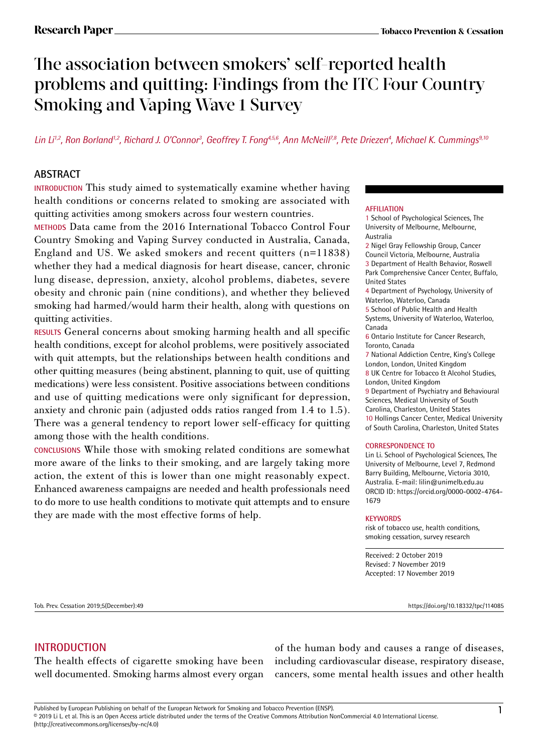# The association between smokers' self-reported health problems and quitting: Findings from the ITC Four Country Smoking and Vaping Wave 1 Survey

*Lin Li[1,2], Ron Borland[1,2], Richard J. O'Connor[3], Geoffrey T. Fong[4,5,6], Ann McNeill[7,8], Pete Driezen[4], Michael K. Cummings[9,10]*

## ABSTRACT

**INTRODUCTION** This study aimed to systematically examine whether having health conditions or concerns related to smoking are associated with quitting activities among smokers across four western countries.

**METHODS** Data came from the 2016 International Tobacco Control Four Country Smoking and Vaping Survey conducted in Australia, Canada, England and US. We asked smokers and recent quitters (n=11838) whether they had a medical diagnosis for heart disease, cancer, chronic lung disease, depression, anxiety, alcohol problems, diabetes, severe obesity and chronic pain (nine conditions), and whether they believed smoking had harmed/would harm their health, along with questions on quitting activities.

**RESULTS** General concerns about smoking harming health and all specific health conditions, except for alcohol problems, were positively associated with quit attempts, but the relationships between health conditions and other quitting measures (being abstinent, planning to quit, use of quitting medications) were less consistent. Positive associations between conditions and use of quitting medications were only significant for depression, anxiety and chronic pain (adjusted odds ratios ranged from 1.4 to 1.5). There was a general tendency to report lower self-efficacy for quitting among those with the health conditions.

**CONCLUSIONS** While those with smoking related conditions are somewhat more aware of the links to their smoking, and are largely taking more action, the extent of this is lower than one might reasonably expect. Enhanced awareness campaigns are needed and health professionals need to do more to use health conditions to motivate quit attempts and to ensure they are made with the most effective forms of help.

**AFFILIATION**

1 School of Psychological Sciences, The University of Melbourne, Melbourne, Australia
2 Nigel Gray Fellowship Group, Cancer Council Victoria, Melbourne, Australia
3 Department of Health Behavior, Roswell Park Comprehensive Cancer Center, Buffalo, United States
4 Department of Psychology, University of Waterloo, Waterloo, Canada
5 School of Public Health and Health Systems, University of Waterloo, Waterloo, Canada
6 Ontario Institute for Cancer Research, Toronto, Canada
7 National Addiction Centre, King's College London, London, United Kingdom
8 UK Centre for Tobacco & Alcohol Studies, London, United Kingdom
9 Department of Psychiatry and Behavioural Sciences, Medical University of South Carolina, Charleston, United States
10 Hollings Cancer Center, Medical University of South Carolina, Charleston, United States

**CORRESPONDENCE TO**

Lin Li. School of Psychological Sciences, The University of Melbourne, Level 7, Redmond Barry Building, Melbourne, Victoria 3010, Australia. E-mail: lilin@unimelb.edu.au
ORCID ID: https://orcid.org/0000-0002-4764-1679

**KEYWORDS**

risk of tobacco use, health conditions, smoking cessation, survey research

Received: 2 October 2019
Revised: 7 November 2019
Accepted: 17 November 2019

## INTRODUCTION

The health effects of cigarette smoking have been well documented. Smoking harms almost every organ of the human body and causes a range of diseases, including cardiovascular disease, respiratory disease, cancers, some mental health issues and other health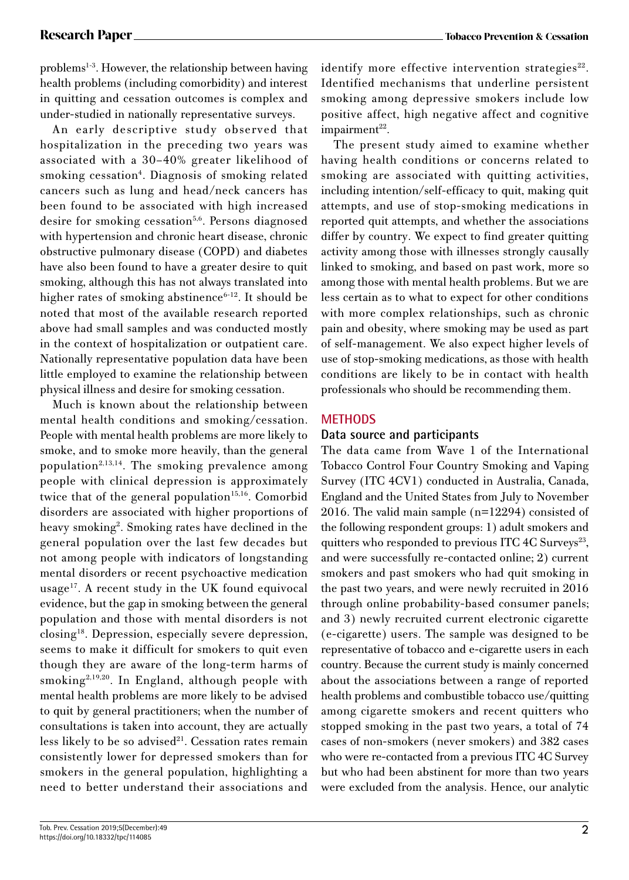problems[1-3]. However, the relationship between having health problems (including comorbidity) and interest in quitting and cessation outcomes is complex and under-studied in nationally representative surveys.

An early descriptive study observed that hospitalization in the preceding two years was associated with a 30–40% greater likelihood of smoking cessation[4]. Diagnosis of smoking related cancers such as lung and head/neck cancers has been found to be associated with high increased desire for smoking cessation[5,6]. Persons diagnosed with hypertension and chronic heart disease, chronic obstructive pulmonary disease (COPD) and diabetes have also been found to have a greater desire to quit smoking, although this has not always translated into higher rates of smoking abstinence[6-12]. It should be noted that most of the available research reported above had small samples and was conducted mostly in the context of hospitalization or outpatient care. Nationally representative population data have been little employed to examine the relationship between physical illness and desire for smoking cessation.

Much is known about the relationship between mental health conditions and smoking/cessation. People with mental health problems are more likely to smoke, and to smoke more heavily, than the general population[2,13,14]. The smoking prevalence among people with clinical depression is approximately twice that of the general population[15,16]. Comorbid disorders are associated with higher proportions of heavy smoking[2]. Smoking rates have declined in the general population over the last few decades but not among people with indicators of longstanding mental disorders or recent psychoactive medication usage[17]. A recent study in the UK found equivocal evidence, but the gap in smoking between the general population and those with mental disorders is not closing[18]. Depression, especially severe depression, seems to make it difficult for smokers to quit even though they are aware of the long-term harms of smoking[2,19,20]. In England, although people with mental health problems are more likely to be advised to quit by general practitioners; when the number of consultations is taken into account, they are actually less likely to be so advised[21]. Cessation rates remain consistently lower for depressed smokers than for smokers in the general population, highlighting a need to better understand their associations and identify more effective intervention strategies[22]. Identified mechanisms that underline persistent smoking among depressive smokers include low positive affect, high negative affect and cognitive impairment[22].

The present study aimed to examine whether having health conditions or concerns related to smoking are associated with quitting activities, including intention/self-efficacy to quit, making quit attempts, and use of stop-smoking medications in reported quit attempts, and whether the associations differ by country. We expect to find greater quitting activity among those with illnesses strongly causally linked to smoking, and based on past work, more so among those with mental health problems. But we are less certain as to what to expect for other conditions with more complex relationships, such as chronic pain and obesity, where smoking may be used as part of self-management. We also expect higher levels of use of stop-smoking medications, as those with health conditions are likely to be in contact with health professionals who should be recommending them.

## METHODS

### Data source and participants

The data came from Wave 1 of the International Tobacco Control Four Country Smoking and Vaping Survey (ITC 4CV1) conducted in Australia, Canada, England and the United States from July to November 2016. The valid main sample (n=12294) consisted of the following respondent groups: 1) adult smokers and quitters who responded to previous ITC 4C Surveys[23], and were successfully re-contacted online; 2) current smokers and past smokers who had quit smoking in the past two years, and were newly recruited in 2016 through online probability-based consumer panels; and 3) newly recruited current electronic cigarette (e-cigarette) users. The sample was designed to be representative of tobacco and e-cigarette users in each country. Because the current study is mainly concerned about the associations between a range of reported health problems and combustible tobacco use/quitting among cigarette smokers and recent quitters who stopped smoking in the past two years, a total of 74 cases of non-smokers (never smokers) and 382 cases who were re-contacted from a previous ITC 4C Survey but who had been abstinent for more than two years were excluded from the analysis. Hence, our analytic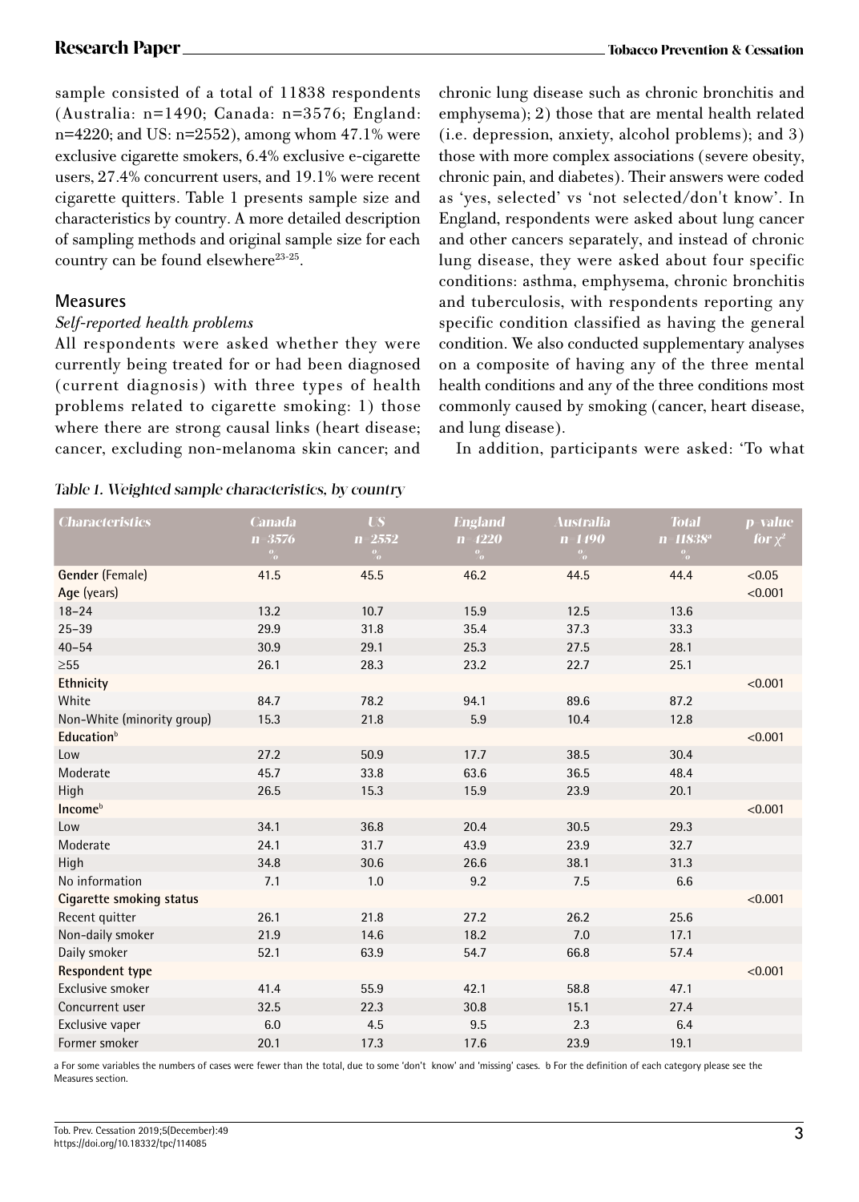sample consisted of a total of 11838 respondents (Australia: n=1490; Canada: n=3576; England: n=4220; and US: n=2552), among whom 47.1% were exclusive cigarette smokers, 6.4% exclusive e-cigarette users, 27.4% concurrent users, and 19.1% were recent cigarette quitters. Table 1 presents sample size and characteristics by country. A more detailed description of sampling methods and original sample size for each country can be found elsewhere[23-25].

## Measures

### *Self-reported health problems*

All respondents were asked whether they were currently being treated for or had been diagnosed (current diagnosis) with three types of health problems related to cigarette smoking: 1) those where there are strong causal links (heart disease; cancer, excluding non-melanoma skin cancer; and chronic lung disease such as chronic bronchitis and emphysema); 2) those that are mental health related (i.e. depression, anxiety, alcohol problems); and 3) those with more complex associations (severe obesity, chronic pain, and diabetes). Their answers were coded as 'yes, selected' vs 'not selected/don't know'. In England, respondents were asked about lung cancer and other cancers separately, and instead of chronic lung disease, they were asked about four specific conditions: asthma, emphysema, chronic bronchitis and tuberculosis, with respondents reporting any specific condition classified as having the general condition. We also conducted supplementary analyses on a composite of having any of the three mental health conditions and any of the three conditions most commonly caused by smoking (cancer, heart disease, and lung disease).

In addition, participants were asked: 'To what

*Table 1. Weighted sample characteristics, by country*

| Characteristics | Canada n=3576 % | US n=2552 % | England n=4220 % | Australia n=1490 % | Total n=11838[a] % | p-value for $\chi^2$ |
|---|---|---|---|---|---|---|
| **Gender** (Female) | 41.5 | 45.5 | 46.2 | 44.5 | 44.4 | <0.05 |
| **Age** (years) | | | | | | <0.001 |
| 18–24 | 13.2 | 10.7 | 15.9 | 12.5 | 13.6 | |
| 25–39 | 29.9 | 31.8 | 35.4 | 37.3 | 33.3 | |
| 40–54 | 30.9 | 29.1 | 25.3 | 27.5 | 28.1 | |
| ≥55 | 26.1 | 28.3 | 23.2 | 22.7 | 25.1 | |
| **Ethnicity** | | | | | | <0.001 |
| White | 84.7 | 78.2 | 94.1 | 89.6 | 87.2 | |
| Non-White (minority group) | 15.3 | 21.8 | 5.9 | 10.4 | 12.8 | |
| **Education[b]** | | | | | | <0.001 |
| Low | 27.2 | 50.9 | 17.7 | 38.5 | 30.4 | |
| Moderate | 45.7 | 33.8 | 63.6 | 36.5 | 48.4 | |
| High | 26.5 | 15.3 | 15.9 | 23.9 | 20.1 | |
| **Income[b]** | | | | | | <0.001 |
| Low | 34.1 | 36.8 | 20.4 | 30.5 | 29.3 | |
| Moderate | 24.1 | 31.7 | 43.9 | 23.9 | 32.7 | |
| High | 34.8 | 30.6 | 26.6 | 38.1 | 31.3 | |
| No information | 7.1 | 1.0 | 9.2 | 7.5 | 6.6 | |
| **Cigarette smoking status** | | | | | | <0.001 |
| Recent quitter | 26.1 | 21.8 | 27.2 | 26.2 | 25.6 | |
| Non-daily smoker | 21.9 | 14.6 | 18.2 | 7.0 | 17.1 | |
| Daily smoker | 52.1 | 63.9 | 54.7 | 66.8 | 57.4 | |
| **Respondent type** | | | | | | <0.001 |
| Exclusive smoker | 41.4 | 55.9 | 42.1 | 58.8 | 47.1 | |
| Concurrent user | 32.5 | 22.3 | 30.8 | 15.1 | 27.4 | |
| Exclusive vaper | 6.0 | 4.5 | 9.5 | 2.3 | 6.4 | |
| Former smoker | 20.1 | 17.3 | 17.6 | 23.9 | 19.1 | |

a For some variables the numbers of cases were fewer than the total, due to some 'don't know' and 'missing' cases. b For the definition of each category please see the Measures section.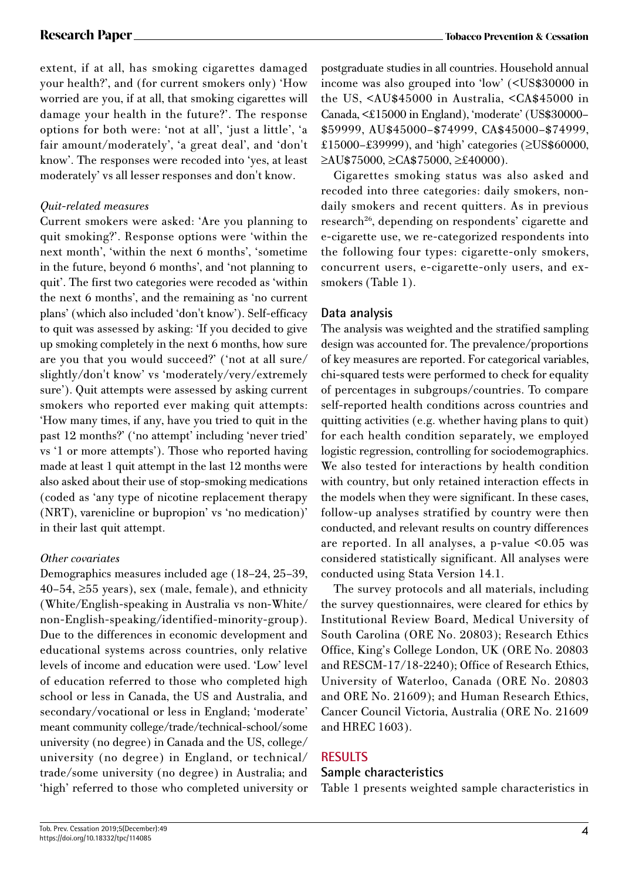extent, if at all, has smoking cigarettes damaged your health?', and (for current smokers only) 'How worried are you, if at all, that smoking cigarettes will damage your health in the future?'. The response options for both were: 'not at all', 'just a little', 'a fair amount/moderately', 'a great deal', and 'don't know'. The responses were recoded into 'yes, at least moderately' vs all lesser responses and don't know.

### *Quit-related measures*

Current smokers were asked: 'Are you planning to quit smoking?'. Response options were 'within the next month', 'within the next 6 months', 'sometime in the future, beyond 6 months', and 'not planning to quit'. The first two categories were recoded as 'within the next 6 months', and the remaining as 'no current plans' (which also included 'don't know'). Self-efficacy to quit was assessed by asking: 'If you decided to give up smoking completely in the next 6 months, how sure are you that you would succeed?' ('not at all sure/slightly/don't know' vs 'moderately/very/extremely sure'). Quit attempts were assessed by asking current smokers who reported ever making quit attempts: 'How many times, if any, have you tried to quit in the past 12 months?' ('no attempt' including 'never tried' vs '1 or more attempts'). Those who reported having made at least 1 quit attempt in the last 12 months were also asked about their use of stop-smoking medications (coded as 'any type of nicotine replacement therapy (NRT), varenicline or bupropion' vs 'no medication)' in their last quit attempt.

### *Other covariates*

Demographics measures included age (18–24, 25–39, 40–54, ≥55 years), sex (male, female), and ethnicity (White/English-speaking in Australia vs non-White/non-English-speaking/identified-minority-group). Due to the differences in economic development and educational systems across countries, only relative levels of income and education were used. 'Low' level of education referred to those who completed high school or less in Canada, the US and Australia, and secondary/vocational or less in England; 'moderate' meant community college/trade/technical-school/some university (no degree) in Canada and the US, college/university (no degree) in England, or technical/trade/some university (no degree) in Australia; and 'high' referred to those who completed university or postgraduate studies in all countries. Household annual income was also grouped into 'low' (<US$30000 in the US, <AU$45000 in Australia, <CA$45000 in Canada, <£15000 in England), 'moderate' (US$30000–$59999, AU$45000–$74999, CA$45000–$74999, £15000–£39999), and 'high' categories (≥US$60000, ≥AU$75000, ≥CA$75000, ≥£40000).

Cigarettes smoking status was also asked and recoded into three categories: daily smokers, non-daily smokers and recent quitters. As in previous research[26], depending on respondents' cigarette and e-cigarette use, we re-categorized respondents into the following four types: cigarette-only smokers, concurrent users, e-cigarette-only users, and ex-smokers (Table 1).

## Data analysis

The analysis was weighted and the stratified sampling design was accounted for. The prevalence/proportions of key measures are reported. For categorical variables, chi-squared tests were performed to check for equality of percentages in subgroups/countries. To compare self-reported health conditions across countries and quitting activities (e.g. whether having plans to quit) for each health condition separately, we employed logistic regression, controlling for sociodemographics. We also tested for interactions by health condition with country, but only retained interaction effects in the models when they were significant. In these cases, follow-up analyses stratified by country were then conducted, and relevant results on country differences are reported. In all analyses, a p-value <0.05 was considered statistically significant. All analyses were conducted using Stata Version 14.1.

The survey protocols and all materials, including the survey questionnaires, were cleared for ethics by Institutional Review Board, Medical University of South Carolina (ORE No. 20803); Research Ethics Office, King's College London, UK (ORE No. 20803 and RESCM-17/18-2240); Office of Research Ethics, University of Waterloo, Canada (ORE No. 20803 and ORE No. 21609); and Human Research Ethics, Cancer Council Victoria, Australia (ORE No. 21609 and HREC 1603).

# RESULTS

## Sample characteristics

Table 1 presents weighted sample characteristics in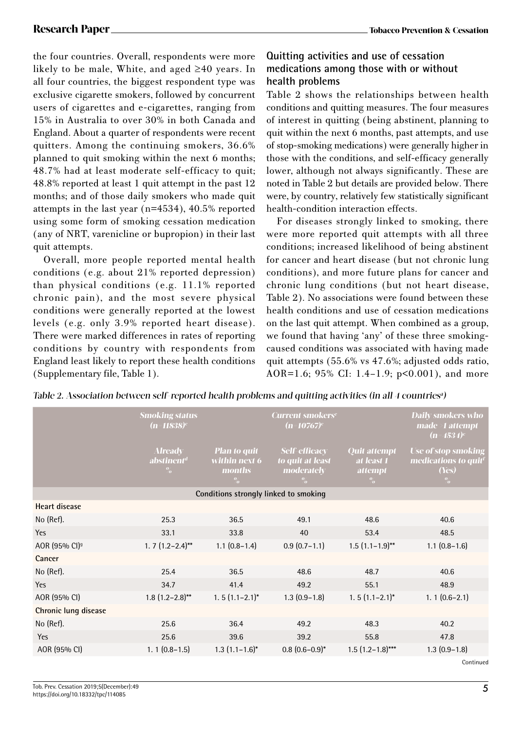the four countries. Overall, respondents were more likely to be male, White, and aged ≥40 years. In all four countries, the biggest respondent type was exclusive cigarette smokers, followed by concurrent users of cigarettes and e-cigarettes, ranging from 15% in Australia to over 30% in both Canada and England. About a quarter of respondents were recent quitters. Among the continuing smokers, 36.6% planned to quit smoking within the next 6 months; 48.7% had at least moderate self-efficacy to quit; 48.8% reported at least 1 quit attempt in the past 12 months; and of those daily smokers who made quit attempts in the last year (n=4534), 40.5% reported using some form of smoking cessation medication (any of NRT, varenicline or bupropion) in their last quit attempts.

Overall, more people reported mental health conditions (e.g. about 21% reported depression) than physical conditions (e.g. 11.1% reported chronic pain), and the most severe physical conditions were generally reported at the lowest levels (e.g. only 3.9% reported heart disease). There were marked differences in rates of reporting conditions by country with respondents from England least likely to report these health conditions (Supplementary file, Table 1).

## Quitting activities and use of cessation medications among those with or without health problems

Table 2 shows the relationships between health conditions and quitting measures. The four measures of interest in quitting (being abstinent, planning to quit within the next 6 months, past attempts, and use of stop-smoking medications) were generally higher in those with the conditions, and self-efficacy generally lower, although not always significantly. These are noted in Table 2 but details are provided below. There were, by country, relatively few statistically significant health-condition interaction effects.

For diseases strongly linked to smoking, there were more reported quit attempts with all three conditions; increased likelihood of being abstinent for cancer and heart disease (but not chronic lung conditions), and more future plans for cancer and chronic lung conditions (but not heart disease, Table 2). No associations were found between these health conditions and use of cessation medications on the last quit attempt. When combined as a group, we found that having 'any' of these three smoking-caused conditions was associated with having made quit attempts (55.6% vs 47.6%; adjusted odds ratio, AOR=1.6; 95% CI: 1.4–1.9; p<0.001), and more

*Table 2. Association between self-reported health problems and quitting activities (in all 4 countries[a])*

| | Smoking status (n=11838)[c] | Current smokers[c] (n=10767)[c] | | | Daily smokers who made ≥1 attempt (n=4534)[c] |
|---|---|---|---|---|---|
| | Already abstinent[d] % | Plan to quit within next 6 months % | Self-efficacy to quit at least moderately % | Quit attempt at least 1 attempt % | Use of stop smoking medications to quit[f] (Yes) % |
| **Conditions strongly linked to smoking** | | | | | |
| **Heart disease** | | | | | |
| No (Ref). | 25.3 | 36.5 | 49.1 | 48.6 | 40.6 |
| Yes | 33.1 | 33.8 | 40 | 53.4 | 48.5 |
| AOR (95% CI)[g] | 1. 7 (1.2–2.4)** | 1.1 (0.8–1.4) | 0.9 (0.7–1.1) | 1.5 (1.1–1.9)** | 1.1 (0.8–1.6) |
| **Cancer** | | | | | |
| No (Ref). | 25.4 | 36.5 | 48.6 | 48.7 | 40.6 |
| Yes | 34.7 | 41.4 | 49.2 | 55.1 | 48.9 |
| AOR (95% CI) | 1.8 (1.2–2.8)** | 1. 5 (1.1–2.1)* | 1.3 (0.9–1.8) | 1. 5 (1.1–2.1)* | 1. 1 (0.6–2.1) |
| **Chronic lung disease** | | | | | |
| No (Ref). | 25.6 | 36.4 | 49.2 | 48.3 | 40.2 |
| Yes | 25.6 | 39.6 | 39.2 | 55.8 | 47.8 |
| AOR (95% CI) | 1. 1 (0.8–1.5) | 1.3 (1.1–1.6)* | 0.8 (0.6–0.9)* | 1.5 (1.2–1.8)*** | 1.3 (0.9–1.8) |

Continued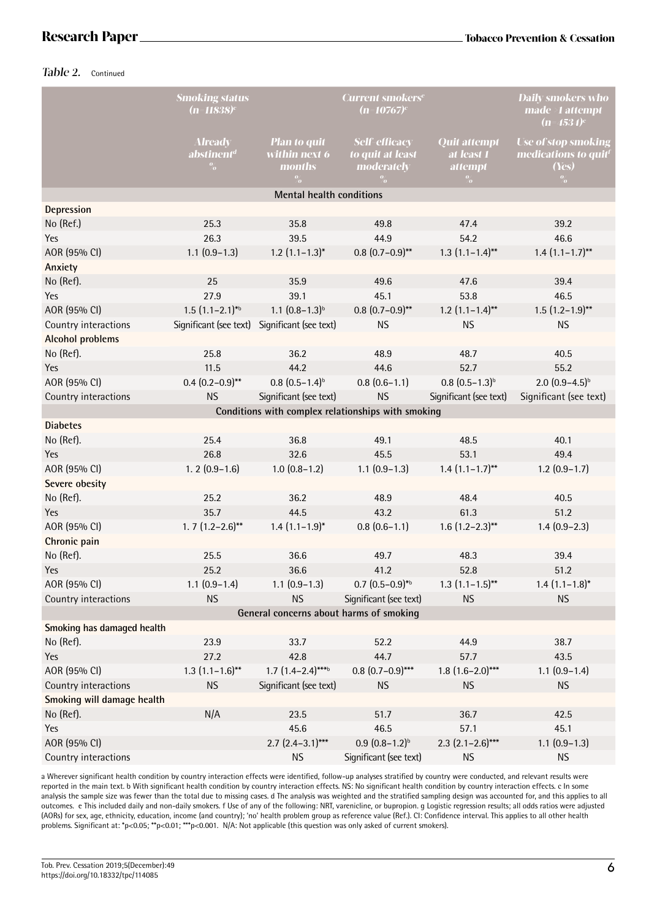*Table 2.* Continued

| | Smoking status (n=11838)[c] | | Current smokers[e] (n=10767)[c] | | Daily smokers who made ≥1 attempt (n=1534)[c] |
|---|---|---|---|---|---|
| | Already abstinent[d] % | Plan to quit within next 6 months % | Self-efficacy to quit at least moderately % | Quit attempt at least 1 attempt % | Use of stop smoking medications to quit[f] (Yes) % |
| **Mental health conditions** | | | | | |
| **Depression** | | | | | |
| No (Ref.) | 25.3 | 35.8 | 49.8 | 47.4 | 39.2 |
| Yes | 26.3 | 39.5 | 44.9 | 54.2 | 46.6 |
| AOR (95% CI) | 1.1 (0.9–1.3) | 1.2 (1.1–1.3)* | 0.8 (0.7–0.9)** | 1.3 (1.1–1.4)** | 1.4 (1.1–1.7)** |
| **Anxiety** | | | | | |
| No (Ref). | 25 | 35.9 | 49.6 | 47.6 | 39.4 |
| Yes | 27.9 | 39.1 | 45.1 | 53.8 | 46.5 |
| AOR (95% CI) | 1.5 (1.1–2.1)*[b] | 1.1 (0.8–1.3)[b] | 0.8 (0.7–0.9)** | 1.2 (1.1–1.4)** | 1.5 (1.2–1.9)** |
| Country interactions | Significant (see text) | Significant (see text) | NS | NS | NS |
| **Alcohol problems** | | | | | |
| No (Ref). | 25.8 | 36.2 | 48.9 | 48.7 | 40.5 |
| Yes | 11.5 | 44.2 | 44.6 | 52.7 | 55.2 |
| AOR (95% CI) | 0.4 (0.2–0.9)** | 0.8 (0.5–1.4)[b] | 0.8 (0.6–1.1) | 0.8 (0.5–1.3)[b] | 2.0 (0.9–4.5)[b] |
| Country interactions | NS | Significant (see text) | NS | Significant (see text) | Significant (see text) |
| **Conditions with complex relationships with smoking** | | | | | |
| **Diabetes** | | | | | |
| No (Ref). | 25.4 | 36.8 | 49.1 | 48.5 | 40.1 |
| Yes | 26.8 | 32.6 | 45.5 | 53.1 | 49.4 |
| AOR (95% CI) | 1. 2 (0.9–1.6) | 1.0 (0.8–1.2) | 1.1 (0.9–1.3) | 1.4 (1.1–1.7)** | 1.2 (0.9–1.7) |
| **Severe obesity** | | | | | |
| No (Ref). | 25.2 | 36.2 | 48.9 | 48.4 | 40.5 |
| Yes | 35.7 | 44.5 | 43.2 | 61.3 | 51.2 |
| AOR (95% CI) | 1. 7 (1.2–2.6)** | 1.4 (1.1–1.9)* | 0.8 (0.6–1.1) | 1.6 (1.2–2.3)** | 1.4 (0.9–2.3) |
| **Chronic pain** | | | | | |
| No (Ref). | 25.5 | 36.6 | 49.7 | 48.3 | 39.4 |
| Yes | 25.2 | 36.6 | 41.2 | 52.8 | 51.2 |
| AOR (95% CI) | 1.1 (0.9–1.4) | 1.1 (0.9–1.3) | 0.7 (0.5–0.9)*[b] | 1.3 (1.1–1.5)** | 1.4 (1.1–1.8)* |
| Country interactions | NS | NS | Significant (see text) | NS | NS |
| **General concerns about harms of smoking** | | | | | |
| **Smoking has damaged health** | | | | | |
| No (Ref). | 23.9 | 33.7 | 52.2 | 44.9 | 38.7 |
| Yes | 27.2 | 42.8 | 44.7 | 57.7 | 43.5 |
| AOR (95% CI) | 1.3 (1.1–1.6)** | 1.7 (1.4–2.4)***[b] | 0.8 (0.7–0.9)*** | 1.8 (1.6–2.0)*** | 1.1 (0.9–1.4) |
| Country interactions | NS | Significant (see text) | NS | NS | NS |
| **Smoking will damage health** | | | | | |
| No (Ref). | N/A | 23.5 | 51.7 | 36.7 | 42.5 |
| Yes | | 45.6 | 46.5 | 57.1 | 45.1 |
| AOR (95% CI) | | 2.7 (2.4–3.1)*** | 0.9 (0.8–1.2)[b] | 2.3 (2.1–2.6)*** | 1.1 (0.9–1.3) |
| Country interactions | | NS | Significant (see text) | NS | NS |

a Wherever significant health condition by country interaction effects were identified, follow-up analyses stratified by country were conducted, and relevant results were reported in the main text. b With significant health condition by country interaction effects. NS: No significant health condition by country interaction effects. c In some analysis the sample size was fewer than the total due to missing cases. d The analysis was weighted and the stratified sampling design was accounted for, and this applies to all outcomes. e This included daily and non-daily smokers. f Use of any of the following: NRT, varenicline, or bupropion. g Logistic regression results; all odds ratios were adjusted (AORs) for sex, age, ethnicity, education, income (and country); 'no' health problem group as reference value (Ref.). CI: Confidence interval. This applies to all other health problems. Significant at: *p<0.05; **p<0.01; ***p<0.001. N/A: Not applicable (this question was only asked of current smokers).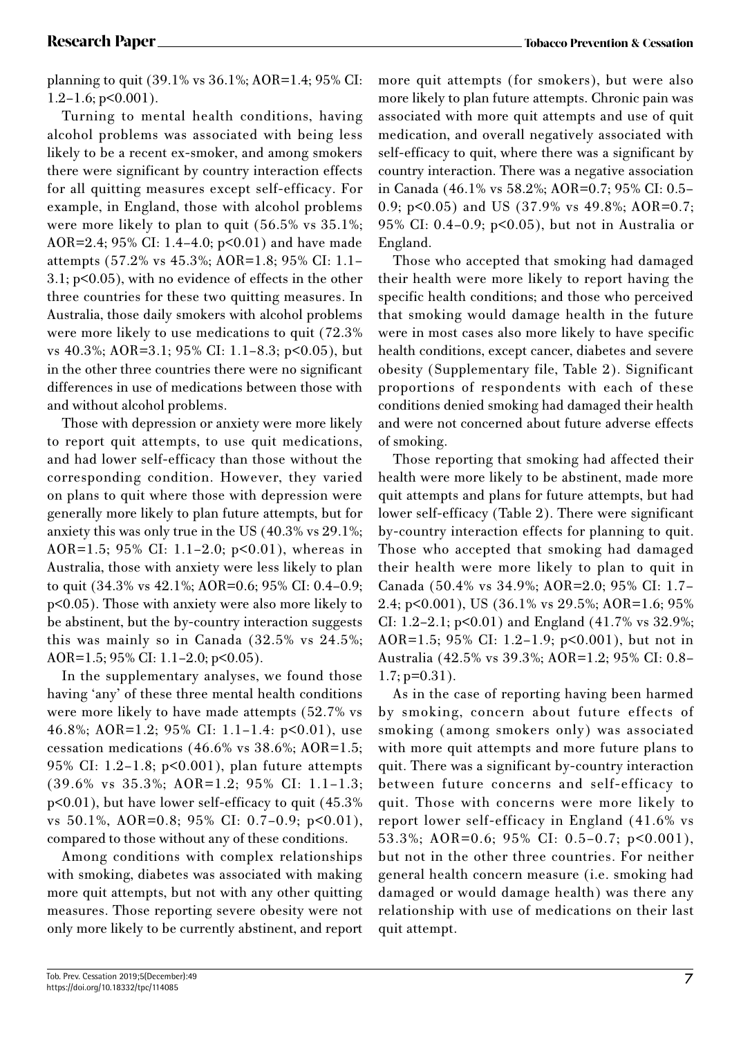planning to quit (39.1% vs 36.1%; AOR=1.4; 95% CI: 1.2–1.6; p<0.001).

Turning to mental health conditions, having alcohol problems was associated with being less likely to be a recent ex-smoker, and among smokers there were significant by country interaction effects for all quitting measures except self-efficacy. For example, in England, those with alcohol problems were more likely to plan to quit (56.5% vs 35.1%; AOR=2.4; 95% CI: 1.4–4.0; p<0.01) and have made attempts (57.2% vs 45.3%; AOR=1.8; 95% CI: 1.1–3.1; p<0.05), with no evidence of effects in the other three countries for these two quitting measures. In Australia, those daily smokers with alcohol problems were more likely to use medications to quit (72.3% vs 40.3%; AOR=3.1; 95% CI: 1.1–8.3; p<0.05), but in the other three countries there were no significant differences in use of medications between those with and without alcohol problems.

Those with depression or anxiety were more likely to report quit attempts, to use quit medications, and had lower self-efficacy than those without the corresponding condition. However, they varied on plans to quit where those with depression were generally more likely to plan future attempts, but for anxiety this was only true in the US (40.3% vs 29.1%; AOR=1.5; 95% CI: 1.1–2.0; p<0.01), whereas in Australia, those with anxiety were less likely to plan to quit (34.3% vs 42.1%; AOR=0.6; 95% CI: 0.4–0.9; p<0.05). Those with anxiety were also more likely to be abstinent, but the by-country interaction suggests this was mainly so in Canada (32.5% vs 24.5%; AOR=1.5; 95% CI: 1.1–2.0; p<0.05).

In the supplementary analyses, we found those having 'any' of these three mental health conditions were more likely to have made attempts (52.7% vs 46.8%; AOR=1.2; 95% CI: 1.1–1.4: p<0.01), use cessation medications (46.6% vs 38.6%; AOR=1.5; 95% CI: 1.2–1.8; p<0.001), plan future attempts (39.6% vs 35.3%; AOR=1.2; 95% CI: 1.1–1.3; p<0.01), but have lower self-efficacy to quit (45.3% vs 50.1%, AOR=0.8; 95% CI: 0.7–0.9; p<0.01), compared to those without any of these conditions.

Among conditions with complex relationships with smoking, diabetes was associated with making more quit attempts, but not with any other quitting measures. Those reporting severe obesity were not only more likely to be currently abstinent, and report more quit attempts (for smokers), but were also more likely to plan future attempts. Chronic pain was associated with more quit attempts and use of quit medication, and overall negatively associated with self-efficacy to quit, where there was a significant by country interaction. There was a negative association in Canada (46.1% vs 58.2%; AOR=0.7; 95% CI: 0.5–0.9; p<0.05) and US (37.9% vs 49.8%; AOR=0.7; 95% CI: 0.4–0.9; p<0.05), but not in Australia or England.

Those who accepted that smoking had damaged their health were more likely to report having the specific health conditions; and those who perceived that smoking would damage health in the future were in most cases also more likely to have specific health conditions, except cancer, diabetes and severe obesity (Supplementary file, Table 2). Significant proportions of respondents with each of these conditions denied smoking had damaged their health and were not concerned about future adverse effects of smoking.

Those reporting that smoking had affected their health were more likely to be abstinent, made more quit attempts and plans for future attempts, but had lower self-efficacy (Table 2). There were significant by-country interaction effects for planning to quit. Those who accepted that smoking had damaged their health were more likely to plan to quit in Canada (50.4% vs 34.9%; AOR=2.0; 95% CI: 1.7–2.4; p<0.001), US (36.1% vs 29.5%; AOR=1.6; 95% CI: 1.2–2.1; p<0.01) and England (41.7% vs 32.9%; AOR=1.5; 95% CI: 1.2–1.9; p<0.001), but not in Australia (42.5% vs 39.3%; AOR=1.2; 95% CI: 0.8–1.7; p=0.31).

As in the case of reporting having been harmed by smoking, concern about future effects of smoking (among smokers only) was associated with more quit attempts and more future plans to quit. There was a significant by-country interaction between future concerns and self-efficacy to quit. Those with concerns were more likely to report lower self-efficacy in England (41.6% vs 53.3%; AOR=0.6; 95% CI: 0.5–0.7; p<0.001), but not in the other three countries. For neither general health concern measure (i.e. smoking had damaged or would damage health) was there any relationship with use of medications on their last quit attempt.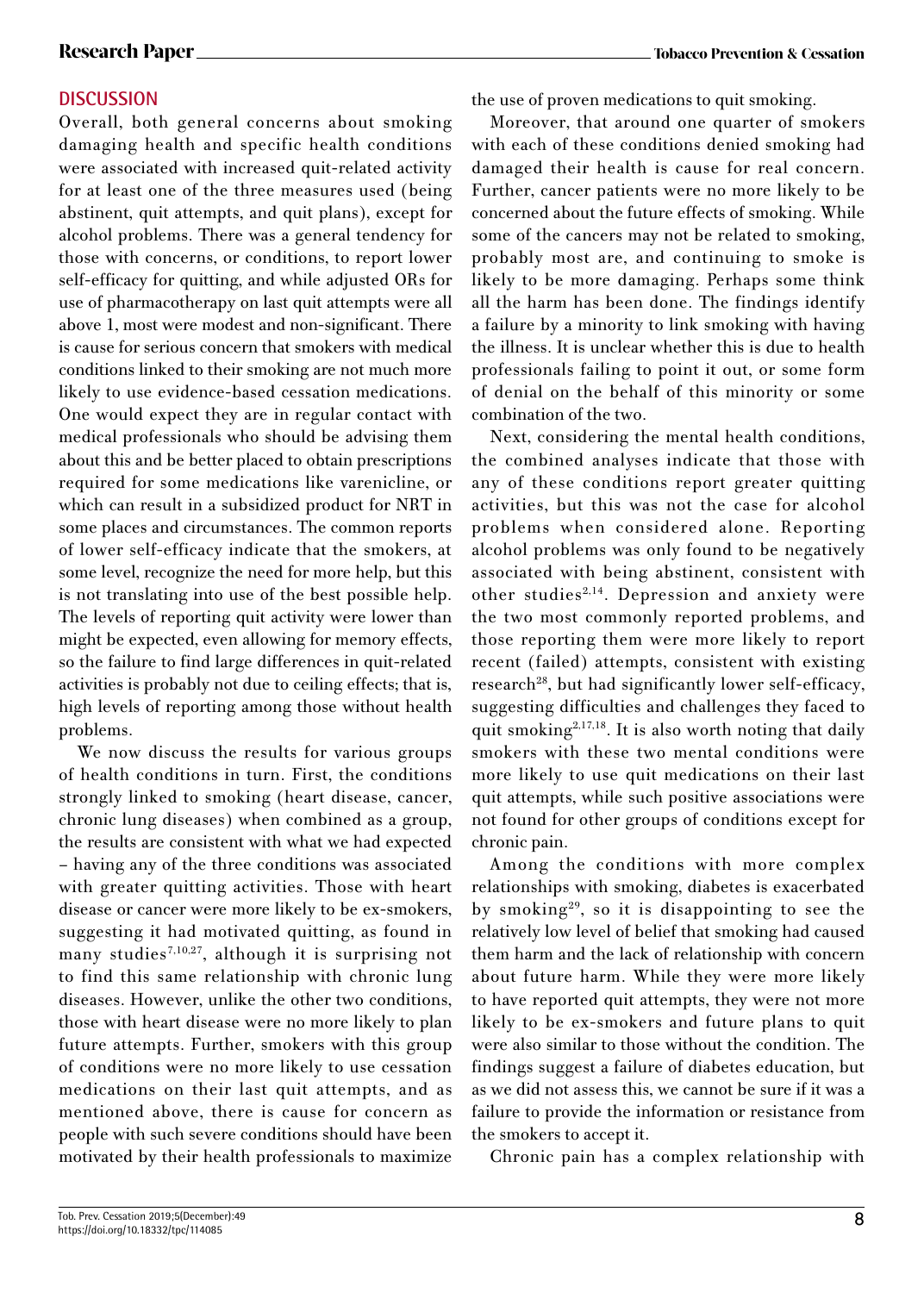## DISCUSSION

Overall, both general concerns about smoking damaging health and specific health conditions were associated with increased quit-related activity for at least one of the three measures used (being abstinent, quit attempts, and quit plans), except for alcohol problems. There was a general tendency for those with concerns, or conditions, to report lower self-efficacy for quitting, and while adjusted ORs for use of pharmacotherapy on last quit attempts were all above 1, most were modest and non-significant. There is cause for serious concern that smokers with medical conditions linked to their smoking are not much more likely to use evidence-based cessation medications. One would expect they are in regular contact with medical professionals who should be advising them about this and be better placed to obtain prescriptions required for some medications like varenicline, or which can result in a subsidized product for NRT in some places and circumstances. The common reports of lower self-efficacy indicate that the smokers, at some level, recognize the need for more help, but this is not translating into use of the best possible help. The levels of reporting quit activity were lower than might be expected, even allowing for memory effects, so the failure to find large differences in quit-related activities is probably not due to ceiling effects; that is, high levels of reporting among those without health problems.

We now discuss the results for various groups of health conditions in turn. First, the conditions strongly linked to smoking (heart disease, cancer, chronic lung diseases) when combined as a group, the results are consistent with what we had expected – having any of the three conditions was associated with greater quitting activities. Those with heart disease or cancer were more likely to be ex-smokers, suggesting it had motivated quitting, as found in many studies[7,10,27], although it is surprising not to find this same relationship with chronic lung diseases. However, unlike the other two conditions, those with heart disease were no more likely to plan future attempts. Further, smokers with this group of conditions were no more likely to use cessation medications on their last quit attempts, and as mentioned above, there is cause for concern as people with such severe conditions should have been motivated by their health professionals to maximize the use of proven medications to quit smoking.

Moreover, that around one quarter of smokers with each of these conditions denied smoking had damaged their health is cause for real concern. Further, cancer patients were no more likely to be concerned about the future effects of smoking. While some of the cancers may not be related to smoking, probably most are, and continuing to smoke is likely to be more damaging. Perhaps some think all the harm has been done. The findings identify a failure by a minority to link smoking with having the illness. It is unclear whether this is due to health professionals failing to point it out, or some form of denial on the behalf of this minority or some combination of the two.

Next, considering the mental health conditions, the combined analyses indicate that those with any of these conditions report greater quitting activities, but this was not the case for alcohol problems when considered alone. Reporting alcohol problems was only found to be negatively associated with being abstinent, consistent with other studies[2,14]. Depression and anxiety were the two most commonly reported problems, and those reporting them were more likely to report recent (failed) attempts, consistent with existing research[28], but had significantly lower self-efficacy, suggesting difficulties and challenges they faced to quit smoking[2,17,18]. It is also worth noting that daily smokers with these two mental conditions were more likely to use quit medications on their last quit attempts, while such positive associations were not found for other groups of conditions except for chronic pain.

Among the conditions with more complex relationships with smoking, diabetes is exacerbated by smoking[29], so it is disappointing to see the relatively low level of belief that smoking had caused them harm and the lack of relationship with concern about future harm. While they were more likely to have reported quit attempts, they were not more likely to be ex-smokers and future plans to quit were also similar to those without the condition. The findings suggest a failure of diabetes education, but as we did not assess this, we cannot be sure if it was a failure to provide the information or resistance from the smokers to accept it.

Chronic pain has a complex relationship with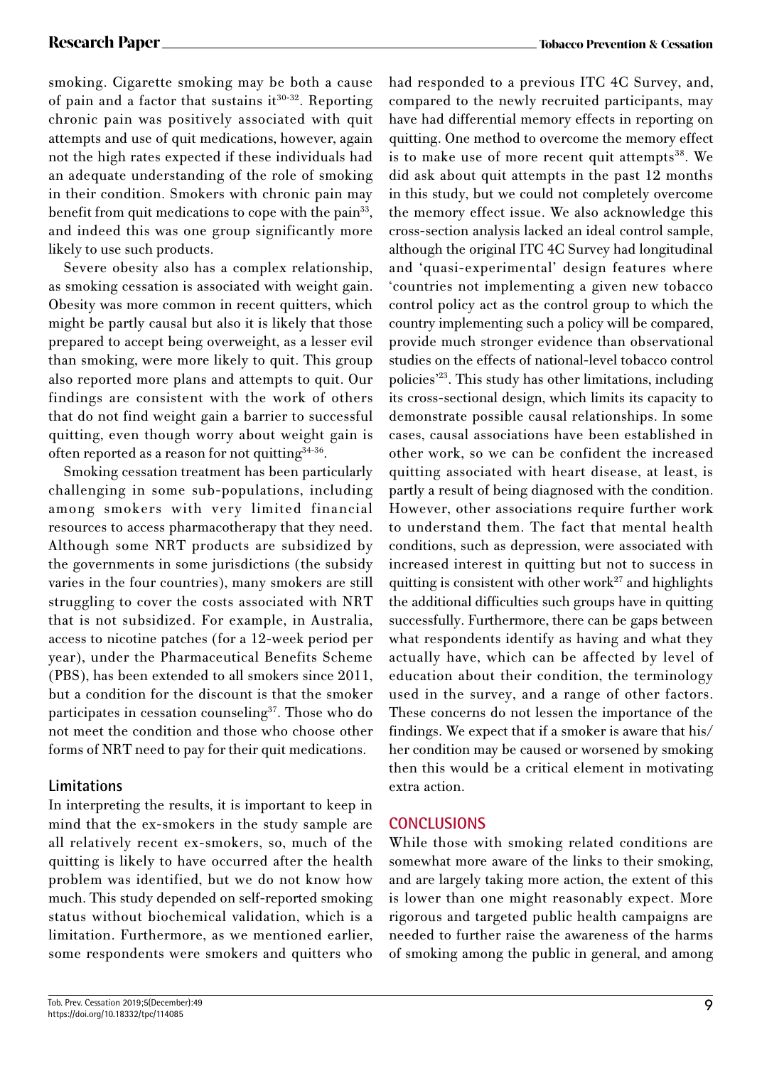smoking. Cigarette smoking may be both a cause of pain and a factor that sustains it[30-32]. Reporting chronic pain was positively associated with quit attempts and use of quit medications, however, again not the high rates expected if these individuals had an adequate understanding of the role of smoking in their condition. Smokers with chronic pain may benefit from quit medications to cope with the pain[33], and indeed this was one group significantly more likely to use such products.

Severe obesity also has a complex relationship, as smoking cessation is associated with weight gain. Obesity was more common in recent quitters, which might be partly causal but also it is likely that those prepared to accept being overweight, as a lesser evil than smoking, were more likely to quit. This group also reported more plans and attempts to quit. Our findings are consistent with the work of others that do not find weight gain a barrier to successful quitting, even though worry about weight gain is often reported as a reason for not quitting[34-36].

Smoking cessation treatment has been particularly challenging in some sub-populations, including among smokers with very limited financial resources to access pharmacotherapy that they need. Although some NRT products are subsidized by the governments in some jurisdictions (the subsidy varies in the four countries), many smokers are still struggling to cover the costs associated with NRT that is not subsidized. For example, in Australia, access to nicotine patches (for a 12-week period per year), under the Pharmaceutical Benefits Scheme (PBS), has been extended to all smokers since 2011, but a condition for the discount is that the smoker participates in cessation counseling[37]. Those who do not meet the condition and those who choose other forms of NRT need to pay for their quit medications.

## Limitations

In interpreting the results, it is important to keep in mind that the ex-smokers in the study sample are all relatively recent ex-smokers, so, much of the quitting is likely to have occurred after the health problem was identified, but we do not know how much. This study depended on self-reported smoking status without biochemical validation, which is a limitation. Furthermore, as we mentioned earlier, some respondents were smokers and quitters who had responded to a previous ITC 4C Survey, and, compared to the newly recruited participants, may have had differential memory effects in reporting on quitting. One method to overcome the memory effect is to make use of more recent quit attempts[38]. We did ask about quit attempts in the past 12 months in this study, but we could not completely overcome the memory effect issue. We also acknowledge this cross-section analysis lacked an ideal control sample, although the original ITC 4C Survey had longitudinal and 'quasi-experimental' design features where 'countries not implementing a given new tobacco control policy act as the control group to which the country implementing such a policy will be compared, provide much stronger evidence than observational studies on the effects of national-level tobacco control policies'[23]. This study has other limitations, including its cross-sectional design, which limits its capacity to demonstrate possible causal relationships. In some cases, causal associations have been established in other work, so we can be confident the increased quitting associated with heart disease, at least, is partly a result of being diagnosed with the condition. However, other associations require further work to understand them. The fact that mental health conditions, such as depression, were associated with increased interest in quitting but not to success in quitting is consistent with other work[27] and highlights the additional difficulties such groups have in quitting successfully. Furthermore, there can be gaps between what respondents identify as having and what they actually have, which can be affected by level of education about their condition, the terminology used in the survey, and a range of other factors. These concerns do not lessen the importance of the findings. We expect that if a smoker is aware that his/her condition may be caused or worsened by smoking then this would be a critical element in motivating extra action.

## CONCLUSIONS

While those with smoking related conditions are somewhat more aware of the links to their smoking, and are largely taking more action, the extent of this is lower than one might reasonably expect. More rigorous and targeted public health campaigns are needed to further raise the awareness of the harms of smoking among the public in general, and among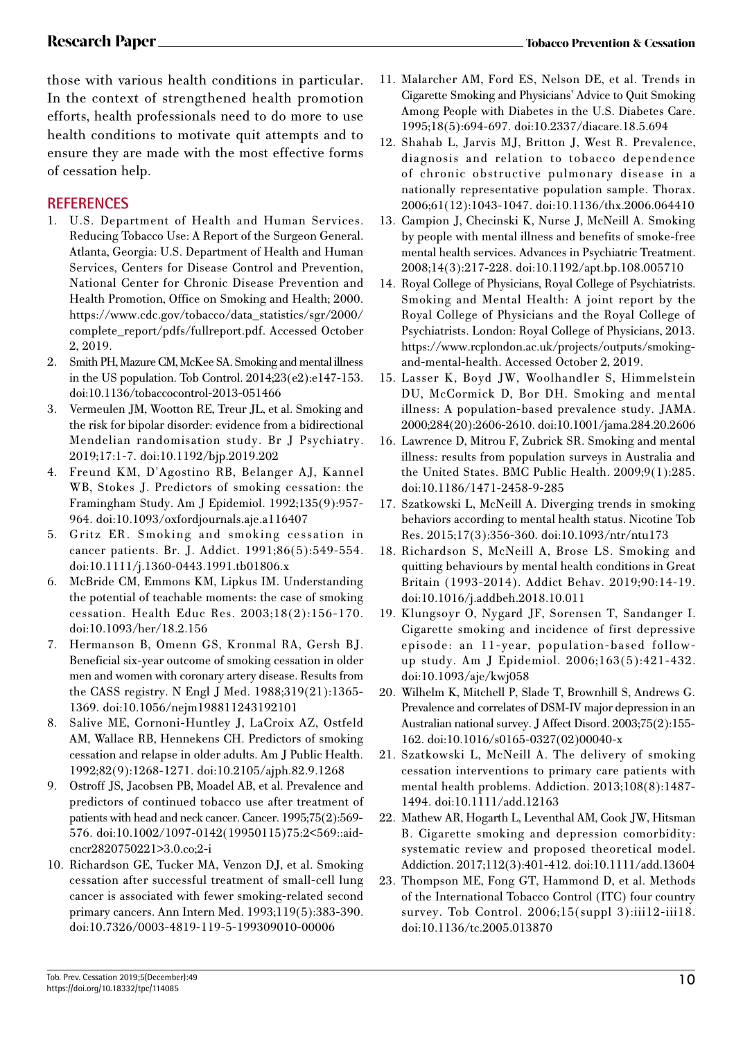those with various health conditions in particular. In the context of strengthened health promotion efforts, health professionals need to do more to use health conditions to motivate quit attempts and to ensure they are made with the most effective forms of cessation help.

## REFERENCES

1. U.S. Department of Health and Human Services. Reducing Tobacco Use: A Report of the Surgeon General. Atlanta, Georgia: U.S. Department of Health and Human Services, Centers for Disease Control and Prevention, National Center for Chronic Disease Prevention and Health Promotion, Office on Smoking and Health; 2000. https://www.cdc.gov/tobacco/data_statistics/sgr/2000/complete_report/pdfs/fullreport.pdf. Accessed October 2, 2019.
2. Smith PH, Mazure CM, McKee SA. Smoking and mental illness in the US population. Tob Control. 2014;23(e2):e147-153. doi:10.1136/tobaccocontrol-2013-051466
3. Vermeulen JM, Wootton RE, Treur JL, et al. Smoking and the risk for bipolar disorder: evidence from a bidirectional Mendelian randomisation study. Br J Psychiatry. 2019;17:1-7. doi:10.1192/bjp.2019.202
4. Freund KM, D'Agostino RB, Belanger AJ, Kannel WB, Stokes J. Predictors of smoking cessation: the Framingham Study. Am J Epidemiol. 1992;135(9):957-964. doi:10.1093/oxfordjournals.aje.a116407
5. Gritz ER. Smoking and smoking cessation in cancer patients. Br. J. Addict. 1991;86(5):549-554. doi:10.1111/j.1360-0443.1991.tb01806.x
6. McBride CM, Emmons KM, Lipkus IM. Understanding the potential of teachable moments: the case of smoking cessation. Health Educ Res. 2003;18(2):156-170. doi:10.1093/her/18.2.156
7. Hermanson B, Omenn GS, Kronmal RA, Gersh BJ. Beneficial six-year outcome of smoking cessation in older men and women with coronary artery disease. Results from the CASS registry. N Engl J Med. 1988;319(21):1365-1369. doi:10.1056/nejm198811243192101
8. Salive ME, Cornoni-Huntley J, LaCroix AZ, Ostfeld AM, Wallace RB, Hennekens CH. Predictors of smoking cessation and relapse in older adults. Am J Public Health. 1992;82(9):1268-1271. doi:10.2105/ajph.82.9.1268
9. Ostroff JS, Jacobsen PB, Moadel AB, et al. Prevalence and predictors of continued tobacco use after treatment of patients with head and neck cancer. Cancer. 1995;75(2):569-576. doi:10.1002/1097-0142(19950115)75:2<569::aid-cncr2820750221>3.0.co;2-i
10. Richardson GE, Tucker MA, Venzon DJ, et al. Smoking cessation after successful treatment of small-cell lung cancer is associated with fewer smoking-related second primary cancers. Ann Intern Med. 1993;119(5):383-390. doi:10.7326/0003-4819-119-5-199309010-00006
11. Malarcher AM, Ford ES, Nelson DE, et al. Trends in Cigarette Smoking and Physicians' Advice to Quit Smoking Among People with Diabetes in the U.S. Diabetes Care. 1995;18(5):694-697. doi:10.2337/diacare.18.5.694
12. Shahab L, Jarvis MJ, Britton J, West R. Prevalence, diagnosis and relation to tobacco dependence of chronic obstructive pulmonary disease in a nationally representative population sample. Thorax. 2006;61(12):1043-1047. doi:10.1136/thx.2006.064410
13. Campion J, Checinski K, Nurse J, McNeill A. Smoking by people with mental illness and benefits of smoke-free mental health services. Advances in Psychiatric Treatment. 2008;14(3):217-228. doi:10.1192/apt.bp.108.005710
14. Royal College of Physicians, Royal College of Psychiatrists. Smoking and Mental Health: A joint report by the Royal College of Physicians and the Royal College of Psychiatrists. London: Royal College of Physicians, 2013. https://www.rcplondon.ac.uk/projects/outputs/smoking-and-mental-health. Accessed October 2, 2019.
15. Lasser K, Boyd JW, Woolhandler S, Himmelstein DU, McCormick D, Bor DH. Smoking and mental illness: A population-based prevalence study. JAMA. 2000;284(20):2606-2610. doi:10.1001/jama.284.20.2606
16. Lawrence D, Mitrou F, Zubrick SR. Smoking and mental illness: results from population surveys in Australia and the United States. BMC Public Health. 2009;9(1):285. doi:10.1186/1471-2458-9-285
17. Szatkowski L, McNeill A. Diverging trends in smoking behaviors according to mental health status. Nicotine Tob Res. 2015;17(3):356-360. doi:10.1093/ntr/ntu173
18. Richardson S, McNeill A, Brose LS. Smoking and quitting behaviours by mental health conditions in Great Britain (1993-2014). Addict Behav. 2019;90:14-19. doi:10.1016/j.addbeh.2018.10.011
19. Klungsoyr O, Nygard JF, Sorensen T, Sandanger I. Cigarette smoking and incidence of first depressive episode: an 11-year, population-based follow-up study. Am J Epidemiol. 2006;163(5):421-432. doi:10.1093/aje/kwj058
20. Wilhelm K, Mitchell P, Slade T, Brownhill S, Andrews G. Prevalence and correlates of DSM-IV major depression in an Australian national survey. J Affect Disord. 2003;75(2):155-162. doi:10.1016/s0165-0327(02)00040-x
21. Szatkowski L, McNeill A. The delivery of smoking cessation interventions to primary care patients with mental health problems. Addiction. 2013;108(8):1487-1494. doi:10.1111/add.12163
22. Mathew AR, Hogarth L, Leventhal AM, Cook JW, Hitsman B. Cigarette smoking and depression comorbidity: systematic review and proposed theoretical model. Addiction. 2017;112(3):401-412. doi:10.1111/add.13604
23. Thompson ME, Fong GT, Hammond D, et al. Methods of the International Tobacco Control (ITC) four country survey. Tob Control. 2006;15(suppl 3):iii12-iii18. doi:10.1136/tc.2005.013870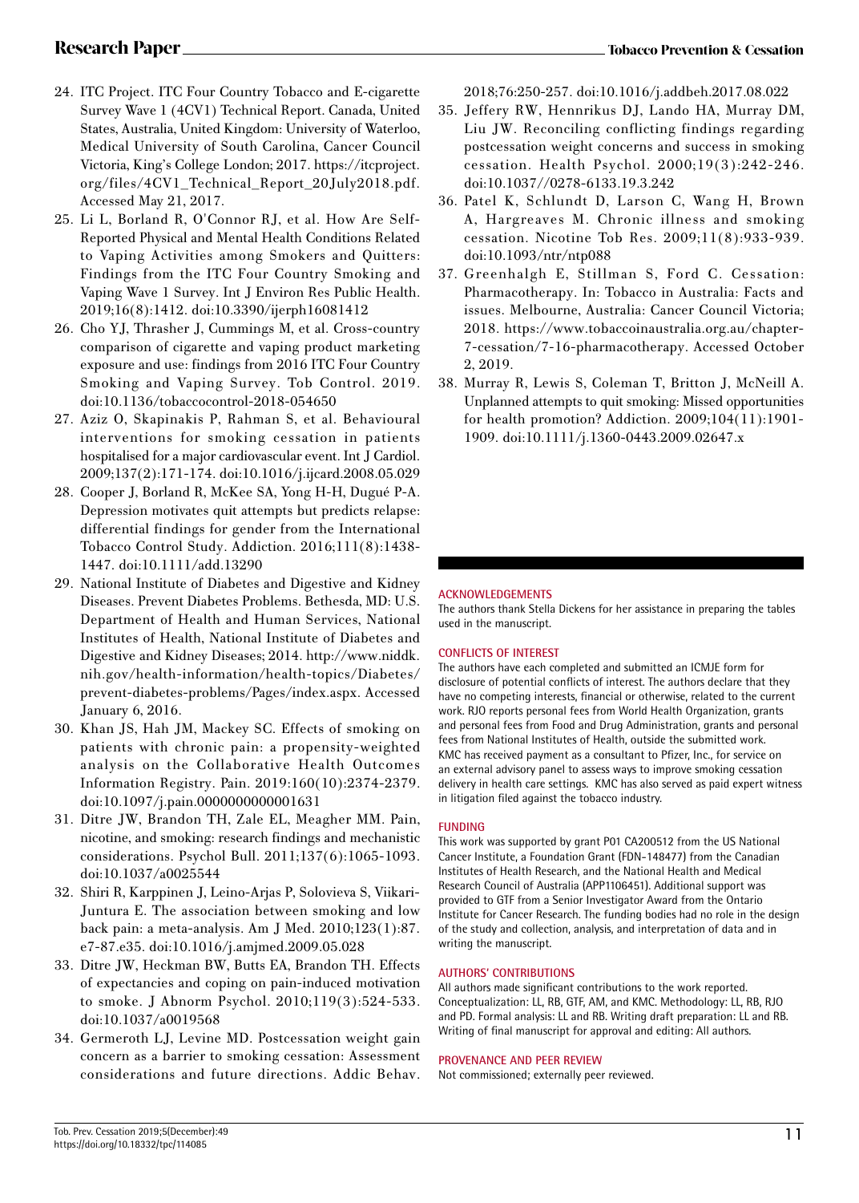24. ITC Project. ITC Four Country Tobacco and E-cigarette Survey Wave 1 (4CV1) Technical Report. Canada, United States, Australia, United Kingdom: University of Waterloo, Medical University of South Carolina, Cancer Council Victoria, King's College London; 2017. https://itcproject.org/files/4CV1_Technical_Report_20July2018.pdf. Accessed May 21, 2017.
25. Li L, Borland R, O'Connor RJ, et al. How Are Self-Reported Physical and Mental Health Conditions Related to Vaping Activities among Smokers and Quitters: Findings from the ITC Four Country Smoking and Vaping Wave 1 Survey. Int J Environ Res Public Health. 2019;16(8):1412. doi:10.3390/ijerph16081412
26. Cho YJ, Thrasher J, Cummings M, et al. Cross-country comparison of cigarette and vaping product marketing exposure and use: findings from 2016 ITC Four Country Smoking and Vaping Survey. Tob Control. 2019. doi:10.1136/tobaccocontrol-2018-054650
27. Aziz O, Skapinakis P, Rahman S, et al. Behavioural interventions for smoking cessation in patients hospitalised for a major cardiovascular event. Int J Cardiol. 2009;137(2):171-174. doi:10.1016/j.ijcard.2008.05.029
28. Cooper J, Borland R, McKee SA, Yong H-H, Dugué P-A. Depression motivates quit attempts but predicts relapse: differential findings for gender from the International Tobacco Control Study. Addiction. 2016;111(8):1438-1447. doi:10.1111/add.13290
29. National Institute of Diabetes and Digestive and Kidney Diseases. Prevent Diabetes Problems. Bethesda, MD: U.S. Department of Health and Human Services, National Institutes of Health, National Institute of Diabetes and Digestive and Kidney Diseases; 2014. http://www.niddk.nih.gov/health-information/health-topics/Diabetes/prevent-diabetes-problems/Pages/index.aspx. Accessed January 6, 2016.
30. Khan JS, Hah JM, Mackey SC. Effects of smoking on patients with chronic pain: a propensity-weighted analysis on the Collaborative Health Outcomes Information Registry. Pain. 2019:160(10):2374-2379. doi:10.1097/j.pain.0000000000001631
31. Ditre JW, Brandon TH, Zale EL, Meagher MM. Pain, nicotine, and smoking: research findings and mechanistic considerations. Psychol Bull. 2011;137(6):1065-1093. doi:10.1037/a0025544
32. Shiri R, Karppinen J, Leino-Arjas P, Solovieva S, Viikari-Juntura E. The association between smoking and low back pain: a meta-analysis. Am J Med. 2010;123(1):87.e7-87.e35. doi:10.1016/j.amjmed.2009.05.028
33. Ditre JW, Heckman BW, Butts EA, Brandon TH. Effects of expectancies and coping on pain-induced motivation to smoke. J Abnorm Psychol. 2010;119(3):524-533. doi:10.1037/a0019568
34. Germeroth LJ, Levine MD. Postcessation weight gain concern as a barrier to smoking cessation: Assessment considerations and future directions. Addic Behav. 2018;76:250-257. doi:10.1016/j.addbeh.2017.08.022
35. Jeffery RW, Hennrikus DJ, Lando HA, Murray DM, Liu JW. Reconciling conflicting findings regarding postcessation weight concerns and success in smoking cessation. Health Psychol. 2000;19(3):242-246. doi:10.1037//0278-6133.19.3.242
36. Patel K, Schlundt D, Larson C, Wang H, Brown A, Hargreaves M. Chronic illness and smoking cessation. Nicotine Tob Res. 2009;11(8):933-939. doi:10.1093/ntr/ntp088
37. Greenhalgh E, Stillman S, Ford C. Cessation: Pharmacotherapy. In: Tobacco in Australia: Facts and issues. Melbourne, Australia: Cancer Council Victoria; 2018. https://www.tobaccoinaustralia.org.au/chapter-7-cessation/7-16-pharmacotherapy. Accessed October 2, 2019.
38. Murray R, Lewis S, Coleman T, Britton J, McNeill A. Unplanned attempts to quit smoking: Missed opportunities for health promotion? Addiction. 2009;104(11):1901-1909. doi:10.1111/j.1360-0443.2009.02647.x

### ACKNOWLEDGEMENTS

The authors thank Stella Dickens for her assistance in preparing the tables used in the manuscript.

### CONFLICTS OF INTEREST

The authors have each completed and submitted an ICMJE form for disclosure of potential conflicts of interest. The authors declare that they have no competing interests, financial or otherwise, related to the current work. RJO reports personal fees from World Health Organization, grants and personal fees from Food and Drug Administration, grants and personal fees from National Institutes of Health, outside the submitted work. KMC has received payment as a consultant to Pfizer, Inc., for service on an external advisory panel to assess ways to improve smoking cessation delivery in health care settings. KMC has also served as paid expert witness in litigation filed against the tobacco industry.

### FUNDING

This work was supported by grant P01 CA200512 from the US National Cancer Institute, a Foundation Grant (FDN-148477) from the Canadian Institutes of Health Research, and the National Health and Medical Research Council of Australia (APP1106451). Additional support was provided to GTF from a Senior Investigator Award from the Ontario Institute for Cancer Research. The funding bodies had no role in the design of the study and collection, analysis, and interpretation of data and in writing the manuscript.

### AUTHORS' CONTRIBUTIONS

All authors made significant contributions to the work reported. Conceptualization: LL, RB, GTF, AM, and KMC. Methodology: LL, RB, RJO and PD. Formal analysis: LL and RB. Writing draft preparation: LL and RB. Writing of final manuscript for approval and editing: All authors.

### PROVENANCE AND PEER REVIEW

Not commissioned; externally peer reviewed.